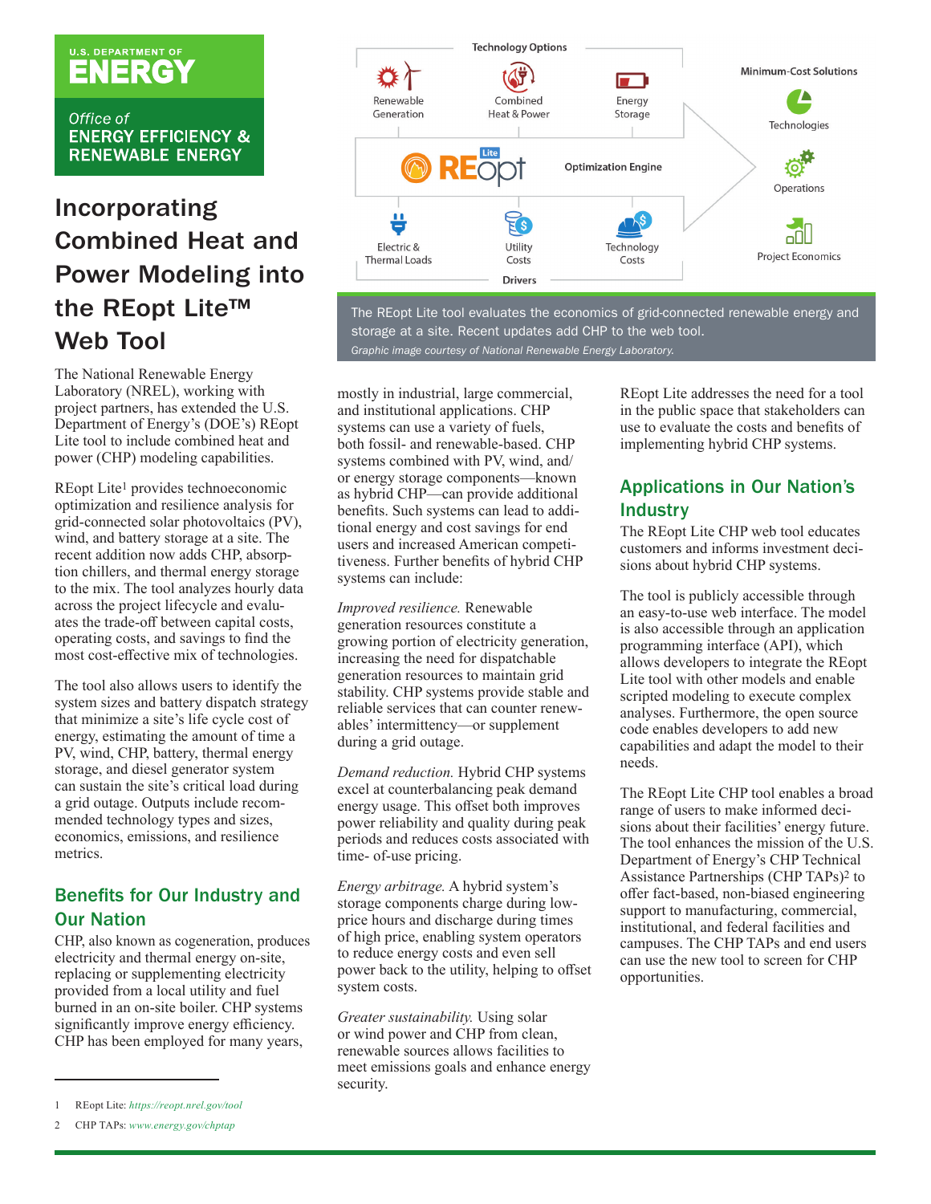U.S. DEPARTMENT OF ENERGY

Office of ENERGY EFFICIENCY & RENEWABLE ENERGY

# Incorporating Combined Heat and Power Modeling into the REopt Lite™ Web Tool

Technology Options: Renewable Generation, Combined Heat & Power, Energy Storage

REopt Lite — Optimization Engine

Drivers: Electric & Thermal Loads, Utility Costs, Technology Costs

Minimum-Cost Solutions: Technologies, Operations, Project Economics

The REopt Lite tool evaluates the economics of grid-connected renewable energy and storage at a site. Recent updates add CHP to the web tool.
*Graphic image courtesy of National Renewable Energy Laboratory.*

The National Renewable Energy Laboratory (NREL), working with project partners, has extended the U.S. Department of Energy's (DOE's) REopt Lite tool to include combined heat and power (CHP) modeling capabilities.

REopt Lite[1] provides technoeconomic optimization and resilience analysis for grid-connected solar photovoltaics (PV), wind, and battery storage at a site. The recent addition now adds CHP, absorption chillers, and thermal energy storage to the mix. The tool analyzes hourly data across the project lifecycle and evaluates the trade-off between capital costs, operating costs, and savings to find the most cost-effective mix of technologies.

The tool also allows users to identify the system sizes and battery dispatch strategy that minimize a site's life cycle cost of energy, estimating the amount of time a PV, wind, CHP, battery, thermal energy storage, and diesel generator system can sustain the site's critical load during a grid outage. Outputs include recommended technology types and sizes, economics, emissions, and resilience metrics.

## Benefits for Our Industry and Our Nation

CHP, also known as cogeneration, produces electricity and thermal energy on-site, replacing or supplementing electricity provided from a local utility and fuel burned in an on-site boiler. CHP systems significantly improve energy efficiency. CHP has been employed for many years, mostly in industrial, large commercial, and institutional applications. CHP systems can use a variety of fuels, both fossil- and renewable-based. CHP systems combined with PV, wind, and/or energy storage components—known as hybrid CHP—can provide additional benefits. Such systems can lead to additional energy and cost savings for end users and increased American competitiveness. Further benefits of hybrid CHP systems can include:

*Improved resilience.* Renewable generation resources constitute a growing portion of electricity generation, increasing the need for dispatchable generation resources to maintain grid stability. CHP systems provide stable and reliable services that can counter renewables' intermittency—or supplement during a grid outage.

*Demand reduction.* Hybrid CHP systems excel at counterbalancing peak demand energy usage. This offset both improves power reliability and quality during peak periods and reduces costs associated with time- of-use pricing.

*Energy arbitrage.* A hybrid system's storage components charge during low-price hours and discharge during times of high price, enabling system operators to reduce energy costs and even sell power back to the utility, helping to offset system costs.

*Greater sustainability.* Using solar or wind power and CHP from clean, renewable sources allows facilities to meet emissions goals and enhance energy security.

REopt Lite addresses the need for a tool in the public space that stakeholders can use to evaluate the costs and benefits of implementing hybrid CHP systems.

## Applications in Our Nation's Industry

The REopt Lite CHP web tool educates customers and informs investment decisions about hybrid CHP systems.

The tool is publicly accessible through an easy-to-use web interface. The model is also accessible through an application programming interface (API), which allows developers to integrate the REopt Lite tool with other models and enable scripted modeling to execute complex analyses. Furthermore, the open source code enables developers to add new capabilities and adapt the model to their needs.

The REopt Lite CHP tool enables a broad range of users to make informed decisions about their facilities' energy future. The tool enhances the mission of the U.S. Department of Energy's CHP Technical Assistance Partnerships (CHP TAPs)[2] to offer fact-based, non-biased engineering support to manufacturing, commercial, institutional, and federal facilities and campuses. The CHP TAPs and end users can use the new tool to screen for CHP opportunities.

---

1 REopt Lite: *https://reopt.nrel.gov/tool*

2 CHP TAPs: *www.energy.gov/chptap*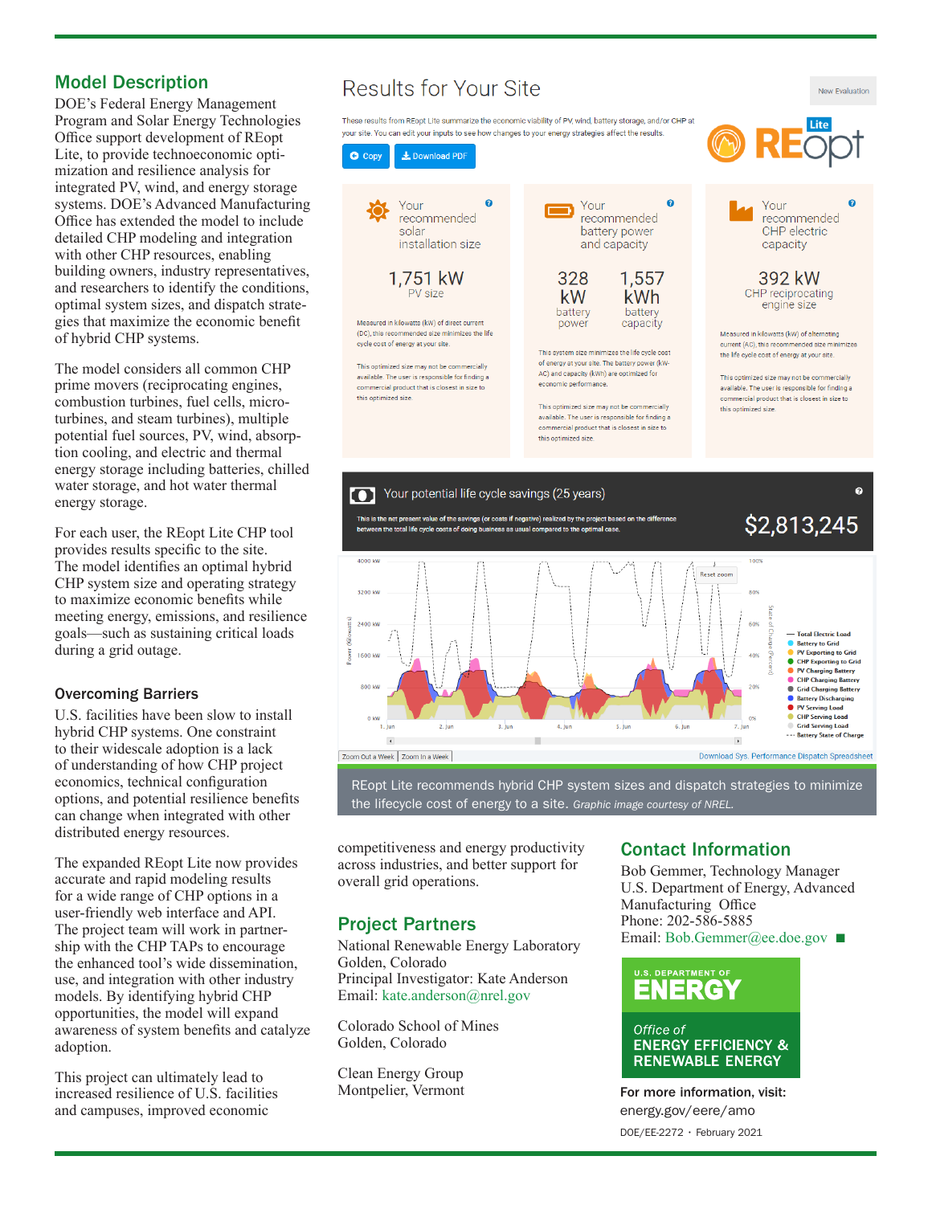## Model Description

DOE's Federal Energy Management Program and Solar Energy Technologies Office support development of REopt Lite, to provide technoeconomic optimization and resilience analysis for integrated PV, wind, and energy storage systems. DOE's Advanced Manufacturing Office has extended the model to include detailed CHP modeling and integration with other CHP resources, enabling building owners, industry representatives, and researchers to identify the conditions, optimal system sizes, and dispatch strategies that maximize the economic benefit of hybrid CHP systems.

The model considers all common CHP prime movers (reciprocating engines, combustion turbines, fuel cells, microturbines, and steam turbines), multiple potential fuel sources, PV, wind, absorption cooling, and electric and thermal energy storage including batteries, chilled water storage, and hot water thermal energy storage.

For each user, the REopt Lite CHP tool provides results specific to the site. The model identifies an optimal hybrid CHP system size and operating strategy to maximize economic benefits while meeting energy, emissions, and resilience goals—such as sustaining critical loads during a grid outage.

### Overcoming Barriers

U.S. facilities have been slow to install hybrid CHP systems. One constraint to their widescale adoption is a lack of understanding of how CHP project economics, technical configuration options, and potential resilience benefits can change when integrated with other distributed energy resources.

The expanded REopt Lite now provides accurate and rapid modeling results for a wide range of CHP options in a user-friendly web interface and API. The project team will work in partnership with the CHP TAPs to encourage the enhanced tool's wide dissemination, use, and integration with other industry models. By identifying hybrid CHP opportunities, the model will expand awareness of system benefits and catalyze adoption.

This project can ultimately lead to increased resilience of U.S. facilities and campuses, improved economic competitiveness and energy productivity across industries, and better support for overall grid operations.

Results for Your Site

New Evaluation

These results from REopt Lite summarize the economic viability of PV, wind, battery storage, and/or CHP at your site. You can edit your inputs to see how changes to your energy strategies affect the results.

Copy

Download PDF

REopt Lite

Your recommended solar installation size

1,751 kW

PV size

Measured in kilowatts (kW) of direct current (DC), this recommended size minimizes the life cycle cost of energy at your site.

This optimized size may not be commercially available. The user is responsible for finding a commercial product that is closest in size to this optimized size.

Your recommended battery power and capacity

328 kW battery power

1,557 kWh battery capacity

This system size minimizes the life cycle cost of energy at your site. The battery power (kW-AC) and capacity (kWh) are optimized for economic performance.

This optimized size may not be commercially available. The user is responsible for finding a commercial product that is closest in size to this optimized size.

Your recommended CHP electric capacity

392 kW

CHP reciprocating engine size

Measured in kilowatts (kW) of alternating current (AC), this recommended size minimizes the life cycle cost of energy at your site.

This optimized size may not be commercially available. The user is responsible for finding a commercial product that is closest in size to this optimized size.

Your potential life cycle savings (25 years)

This is the net present value of the savings (or costs if negative) realized by the project based on the difference between the total life cycle costs of doing business as usual compared to the optimal case.

$2,813,245

Reset zoom

4000 kW
3200 kW
2400 kW
1600 kW
800 kW
0 kW

Power (Kilowatts)

100%
80%
60%
40%
20%
0%

State of Charge (Percent)

1. Jun
2. Jun
3. Jun
4. Jun
5. Jun
6. Jun
7. Jun

Total Electric Load
Battery to Grid
PV Exporting to Grid
CHP Exporting to Grid
PV Charging Battery
CHP Charging Battery
Grid Charging Battery
Battery Discharging
PV Serving Load
CHP Serving Load
Grid Serving Load
Battery State of Charge

Zoom Out a Week | Zoom In a Week

Download Sys. Performance Dispatch Spreadsheet

REopt Lite recommends hybrid CHP system sizes and dispatch strategies to minimize the lifecycle cost of energy to a site. *Graphic image courtesy of NREL.*

## Project Partners

National Renewable Energy Laboratory
Golden, Colorado
Principal Investigator: Kate Anderson
Email: kate.anderson@nrel.gov

Colorado School of Mines
Golden, Colorado

Clean Energy Group
Montpelier, Vermont

## Contact Information

Bob Gemmer, Technology Manager
U.S. Department of Energy, Advanced Manufacturing Office
Phone: 202-586-5885
Email: Bob.Gemmer@ee.doe.gov ■

U.S. DEPARTMENT OF ENERGY

*Office of* ENERGY EFFICIENCY & RENEWABLE ENERGY

**For more information, visit:**
energy.gov/eere/amo

DOE/EE-2272 · February 2021